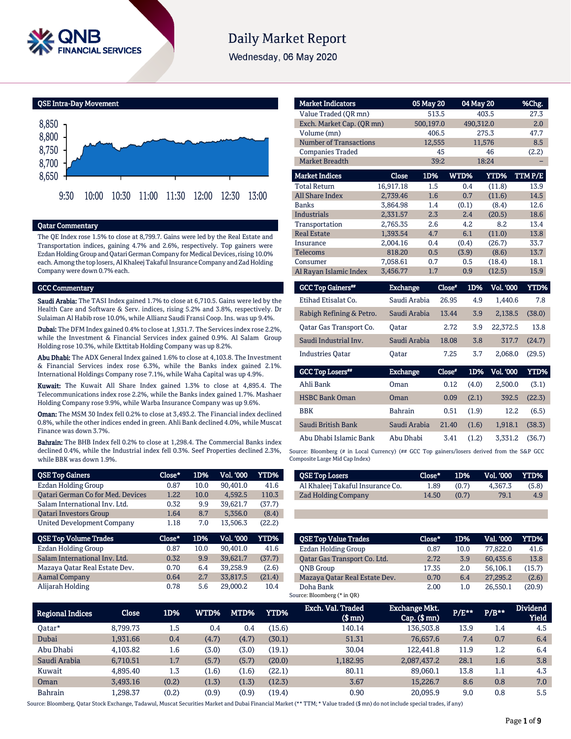# Daily Market Report

Wednesday, 06 May 2020

## QSE Intra-Day Movement

## Qatar Commentary

The QE Index rose 1.5% to close at 8,799.7. Gains were led by the Real Estate and Transportation indices, gaining 4.7% and 2.6%, respectively. Top gainers were Ezdan Holding Group and Qatari German Company for Medical Devices, rising 10.0% each. Among the top losers, Al Khaleej Takaful Insurance Company and Zad Holding Company were down 0.7% each.

## GCC Commentary

**Saudi Arabia:** The TASI Index gained 1.7% to close at 6,710.5. Gains were led by the Health Care and Software & Serv. indices, rising 5.2% and 3.8%, respectively. Dr Sulaiman Al Habib rose 10.0%, while Allianz Saudi Fransi Coop. Ins. was up 9.4%.

**Dubai:** The DFM Index gained 0.4% to close at 1,931.7. The Services index rose 2.2%, while the Investment & Financial Services index gained 0.9%. Al Salam Group Holding rose 10.3%, while Ekttitab Holding Company was up 8.2%.

**Abu Dhabi:** The ADX General Index gained 1.6% to close at 4,103.8. The Investment & Financial Services index rose 6.3%, while the Banks index gained 2.1%. International Holdings Company rose 7.1%, while Waha Capital was up 4.9%.

**Kuwait:** The Kuwait All Share Index gained 1.3% to close at 4,895.4. The Telecommunications index rose 2.2%, while the Banks index gained 1.7%. Mashaer Holding Company rose 9.9%, while Warba Insurance Company was up 9.6%.

**Oman:** The MSM 30 Index fell 0.2% to close at 3,493.2. The Financial index declined 0.8%, while the other indices ended in green. Ahli Bank declined 4.0%, while Muscat Finance was down 3.7%.

**Bahrain:** The BHB Index fell 0.2% to close at 1,298.4. The Commercial Banks index declined 0.4%, while the Industrial index fell 0.3%. Seef Properties declined 2.3%, while BBK was down 1.9%.

| Market Indicators | 05 May 20 | 04 May 20 | %Chg. |
|---|---|---|---|
| Value Traded (QR mn) | 513.5 | 403.5 | 27.3 |
| Exch. Market Cap. (QR mn) | 500,197.0 | 490,312.0 | 2.0 |
| Volume (mn) | 406.5 | 275.3 | 47.7 |
| Number of Transactions | 12,555 | 11,576 | 8.5 |
| Companies Traded | 45 | 46 | (2.2) |
| Market Breadth | 39:2 | 18:24 | – |

| Market Indices | Close | 1D% | WTD% | YTD% | TTM P/E |
|---|---|---|---|---|---|
| Total Return | 16,917.18 | 1.5 | 0.4 | (11.8) | 13.9 |
| All Share Index | 2,739.46 | 1.6 | 0.7 | (11.6) | 14.5 |
| Banks | 3,864.98 | 1.4 | (0.1) | (8.4) | 12.6 |
| Industrials | 2,331.57 | 2.3 | 2.4 | (20.5) | 18.6 |
| Transportation | 2,765.35 | 2.6 | 4.2 | 8.2 | 13.4 |
| Real Estate | 1,393.54 | 4.7 | 6.1 | (11.0) | 13.8 |
| Insurance | 2,004.16 | 0.4 | (0.4) | (26.7) | 33.7 |
| Telecoms | 818.20 | 0.5 | (3.9) | (8.6) | 13.7 |
| Consumer | 7,058.61 | 0.7 | 0.5 | (18.4) | 18.1 |
| Al Rayan Islamic Index | 3,456.77 | 1.7 | 0.9 | (12.5) | 15.9 |

| GCC Top Gainers## | Exchange | Close# | 1D% | Vol. '000 | YTD% |
|---|---|---|---|---|---|
| Etihad Etisalat Co. | Saudi Arabia | 26.95 | 4.9 | 1,440.6 | 7.8 |
| Rabigh Refining & Petro. | Saudi Arabia | 13.44 | 3.9 | 2,138.5 | (38.0) |
| Qatar Gas Transport Co. | Qatar | 2.72 | 3.9 | 22,372.5 | 13.8 |
| Saudi Industrial Inv. | Saudi Arabia | 18.08 | 3.8 | 317.7 | (24.7) |
| Industries Qatar | Qatar | 7.25 | 3.7 | 2,068.0 | (29.5) |

| GCC Top Losers## | Exchange | Close# | 1D% | Vol. '000 | YTD% |
|---|---|---|---|---|---|
| Ahli Bank | Oman | 0.12 | (4.0) | 2,500.0 | (3.1) |
| HSBC Bank Oman | Oman | 0.09 | (2.1) | 392.5 | (22.3) |
| BBK | Bahrain | 0.51 | (1.9) | 12.2 | (6.5) |
| Saudi British Bank | Saudi Arabia | 21.40 | (1.6) | 1,918.1 | (38.3) |
| Abu Dhabi Islamic Bank | Abu Dhabi | 3.41 | (1.2) | 3,331.2 | (36.7) |

Source: Bloomberg (# in Local Currency) (## GCC Top gainers/losers derived from the S&P GCC Composite Large Mid Cap Index)

| QSE Top Gainers | Close* | 1D% | Vol. '000 | YTD% |
|---|---|---|---|---|
| Ezdan Holding Group | 0.87 | 10.0 | 90,401.0 | 41.6 |
| Qatari German Co for Med. Devices | 1.22 | 10.0 | 4,592.5 | 110.3 |
| Salam International Inv. Ltd. | 0.32 | 9.9 | 39,621.7 | (37.7) |
| Qatari Investors Group | 1.64 | 8.7 | 5,356.0 | (8.4) |
| United Development Company | 1.18 | 7.0 | 13,506.3 | (22.2) |

| QSE Top Losers | Close* | 1D% | Vol. '000 | YTD% |
|---|---|---|---|---|
| Al Khaleej Takaful Insurance Co. | 1.89 | (0.7) | 4,367.3 | (5.8) |
| Zad Holding Company | 14.50 | (0.7) | 79.1 | 4.9 |

| QSE Top Volume Trades | Close* | 1D% | Vol. '000 | YTD% |
|---|---|---|---|---|
| Ezdan Holding Group | 0.87 | 10.0 | 90,401.0 | 41.6 |
| Salam International Inv. Ltd. | 0.32 | 9.9 | 39,621.7 | (37.7) |
| Mazaya Qatar Real Estate Dev. | 0.70 | 6.4 | 39,258.9 | (2.6) |
| Aamal Company | 0.64 | 2.7 | 33,817.5 | (21.4) |
| Alijarah Holding | 0.78 | 5.6 | 29,000.2 | 10.4 |

| QSE Top Value Trades | Close* | 1D% | Val. '000 | YTD% |
|---|---|---|---|---|
| Ezdan Holding Group | 0.87 | 10.0 | 77,822.0 | 41.6 |
| Qatar Gas Transport Co. Ltd. | 2.72 | 3.9 | 60,435.6 | 13.8 |
| QNB Group | 17.35 | 2.0 | 56,106.1 | (15.7) |
| Mazaya Qatar Real Estate Dev. | 0.70 | 6.4 | 27,295.2 | (2.6) |
| Doha Bank | 2.00 | 1.0 | 26,550.1 | (20.9) |

Source: Bloomberg (* in QR)

| Regional Indices | Close | 1D% | WTD% | MTD% | YTD% | Exch. Val. Traded ($ mn) | Exchange Mkt. Cap. ($ mn) | P/E** | P/B** | Dividend Yield |
|---|---|---|---|---|---|---|---|---|---|---|
| Qatar* | 8,799.73 | 1.5 | 0.4 | 0.4 | (15.6) | 140.14 | 136,503.8 | 13.9 | 1.4 | 4.5 |
| Dubai | 1,931.66 | 0.4 | (4.7) | (4.7) | (30.1) | 51.31 | 76,657.6 | 7.4 | 0.7 | 6.4 |
| Abu Dhabi | 4,103.82 | 1.6 | (3.0) | (3.0) | (19.1) | 30.04 | 122,441.8 | 11.9 | 1.2 | 6.4 |
| Saudi Arabia | 6,710.51 | 1.7 | (5.7) | (5.7) | (20.0) | 1,182.95 | 2,087,437.2 | 28.1 | 1.6 | 3.8 |
| Kuwait | 4,895.40 | 1.3 | (1.6) | (1.6) | (22.1) | 80.11 | 89,060.1 | 13.8 | 1.1 | 4.3 |
| Oman | 3,493.16 | (0.2) | (1.3) | (1.3) | (12.3) | 3.67 | 15,226.7 | 8.6 | 0.8 | 7.0 |
| Bahrain | 1,298.37 | (0.2) | (0.9) | (0.9) | (19.4) | 0.90 | 20,095.9 | 9.0 | 0.8 | 5.5 |

Source: Bloomberg, Qatar Stock Exchange, Tadawul, Muscat Securities Market and Dubai Financial Market (** TTM; * Value traded ($ mn) do not include special trades, if any)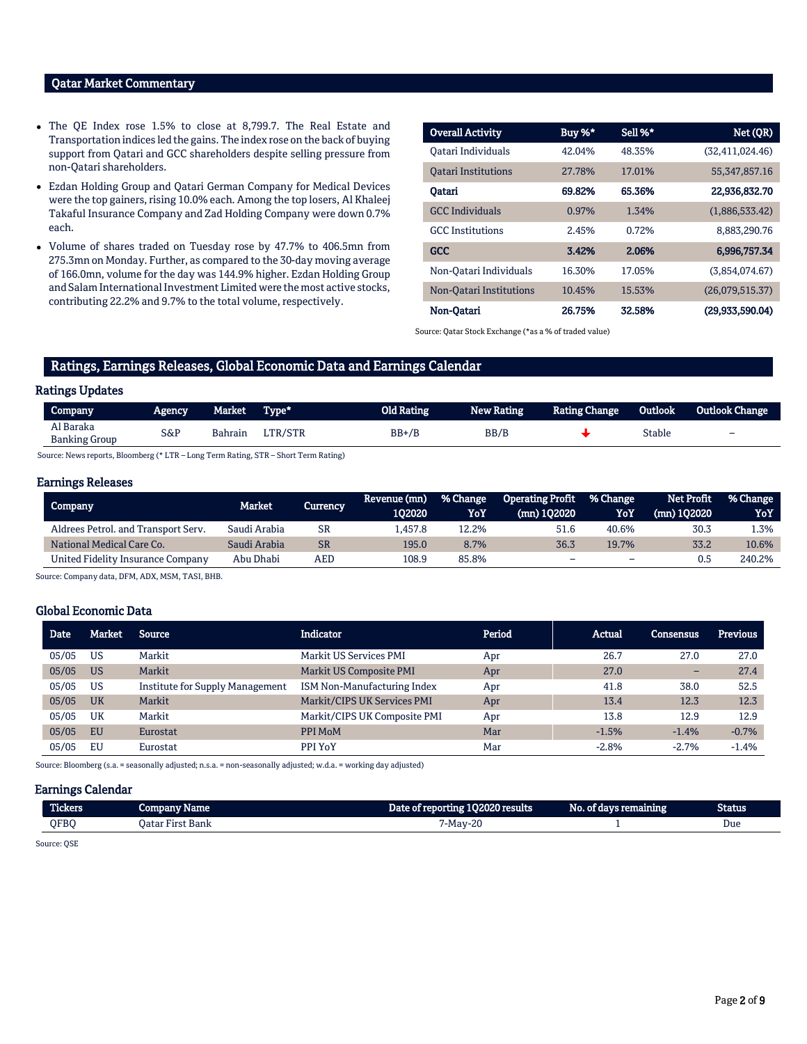## Qatar Market Commentary

- The QE Index rose 1.5% to close at 8,799.7. The Real Estate and Transportation indices led the gains. The index rose on the back of buying support from Qatari and GCC shareholders despite selling pressure from non-Qatari shareholders.
- Ezdan Holding Group and Qatari German Company for Medical Devices were the top gainers, rising 10.0% each. Among the top losers, Al Khaleej Takaful Insurance Company and Zad Holding Company were down 0.7% each.
- Volume of shares traded on Tuesday rose by 47.7% to 406.5mn from 275.3mn on Monday. Further, as compared to the 30-day moving average of 166.0mn, volume for the day was 144.9% higher. Ezdan Holding Group and Salam International Investment Limited were the most active stocks, contributing 22.2% and 9.7% to the total volume, respectively.

| Overall Activity | Buy %* | Sell %* | Net (QR) |
|---|---|---|---|
| Qatari Individuals | 42.04% | 48.35% | (32,411,024.46) |
| Qatari Institutions | 27.78% | 17.01% | 55,347,857.16 |
| **Qatari** | **69.82%** | **65.36%** | **22,936,832.70** |
| GCC Individuals | 0.97% | 1.34% | (1,886,533.42) |
| GCC Institutions | 2.45% | 0.72% | 8,883,290.76 |
| **GCC** | **3.42%** | **2.06%** | **6,996,757.34** |
| Non-Qatari Individuals | 16.30% | 17.05% | (3,854,074.67) |
| Non-Qatari Institutions | 10.45% | 15.53% | (26,079,515.37) |
| **Non-Qatari** | **26.75%** | **32.58%** | **(29,933,590.04)** |

Source: Qatar Stock Exchange (*as a % of traded value)

## Ratings, Earnings Releases, Global Economic Data and Earnings Calendar

### Ratings Updates

| Company | Agency | Market | Type* | Old Rating | New Rating | Rating Change | Outlook | Outlook Change |
|---|---|---|---|---|---|---|---|---|
| Al Baraka Banking Group | S&P | Bahrain | LTR/STR | BB+/B | BB/B | ↓ | Stable | – |

Source: News reports, Bloomberg (* LTR – Long Term Rating, STR – Short Term Rating)

### Earnings Releases

| Company | Market | Currency | Revenue (mn) 1Q2020 | % Change YoY | Operating Profit (mn) 1Q2020 | % Change YoY | Net Profit (mn) 1Q2020 | % Change YoY |
|---|---|---|---|---|---|---|---|---|
| Aldrees Petrol. and Transport Serv. | Saudi Arabia | SR | 1,457.8 | 12.2% | 51.6 | 40.6% | 30.3 | 1.3% |
| National Medical Care Co. | Saudi Arabia | SR | 195.0 | 8.7% | 36.3 | 19.7% | 33.2 | 10.6% |
| United Fidelity Insurance Company | Abu Dhabi | AED | 108.9 | 85.8% | – | – | 0.5 | 240.2% |

Source: Company data, DFM, ADX, MSM, TASI, BHB.

### Global Economic Data

| Date | Market | Source | Indicator | Period | Actual | Consensus | Previous |
|---|---|---|---|---|---|---|---|
| 05/05 | US | Markit | Markit US Services PMI | Apr | 26.7 | 27.0 | 27.0 |
| 05/05 | US | Markit | Markit US Composite PMI | Apr | 27.0 | – | 27.4 |
| 05/05 | US | Institute for Supply Management | ISM Non-Manufacturing Index | Apr | 41.8 | 38.0 | 52.5 |
| 05/05 | UK | Markit | Markit/CIPS UK Services PMI | Apr | 13.4 | 12.3 | 12.3 |
| 05/05 | UK | Markit | Markit/CIPS UK Composite PMI | Apr | 13.8 | 12.9 | 12.9 |
| 05/05 | EU | Eurostat | PPI MoM | Mar | -1.5% | -1.4% | -0.7% |
| 05/05 | EU | Eurostat | PPI YoY | Mar | -2.8% | -2.7% | -1.4% |

Source: Bloomberg (s.a. = seasonally adjusted; n.s.a. = non-seasonally adjusted; w.d.a. = working day adjusted)

### Earnings Calendar

| Tickers | Company Name | Date of reporting 1Q2020 results | No. of days remaining | Status |
|---|---|---|---|---|
| QFBQ | Qatar First Bank | 7-May-20 | 1 | Due |

Source: QSE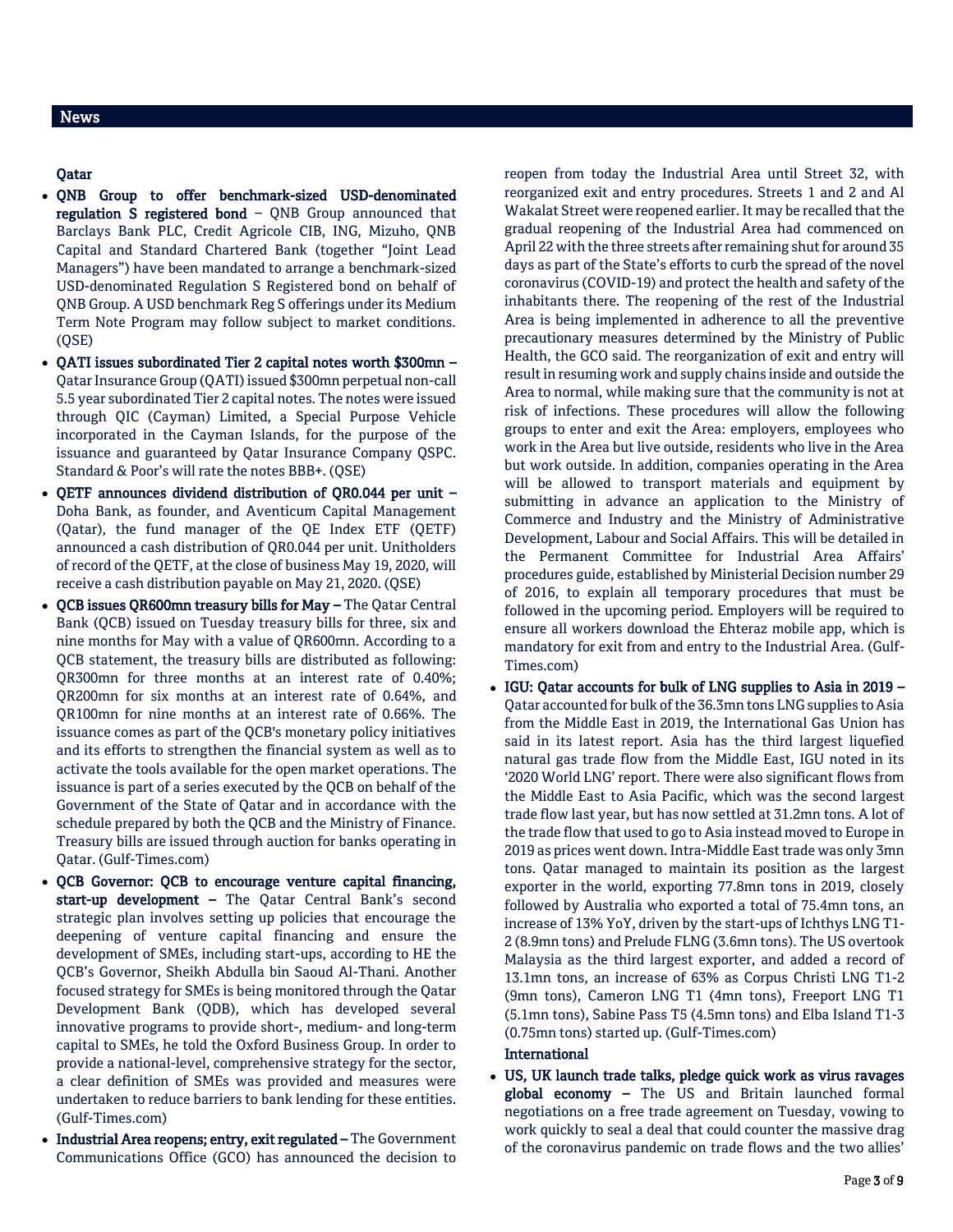## News

### Qatar

- **QNB Group to offer benchmark-sized USD-denominated regulation S registered bond** – QNB Group announced that Barclays Bank PLC, Credit Agricole CIB, ING, Mizuho, QNB Capital and Standard Chartered Bank (together "Joint Lead Managers") have been mandated to arrange a benchmark-sized USD-denominated Regulation S Registered bond on behalf of QNB Group. A USD benchmark Reg S offerings under its Medium Term Note Program may follow subject to market conditions. (QSE)
- **QATI issues subordinated Tier 2 capital notes worth $300mn** – Qatar Insurance Group (QATI) issued $300mn perpetual non-call 5.5 year subordinated Tier 2 capital notes. The notes were issued through QIC (Cayman) Limited, a Special Purpose Vehicle incorporated in the Cayman Islands, for the purpose of the issuance and guaranteed by Qatar Insurance Company QSPC. Standard & Poor's will rate the notes BBB+. (QSE)
- **QETF announces dividend distribution of QR0.044 per unit** – Doha Bank, as founder, and Aventicum Capital Management (Qatar), the fund manager of the QE Index ETF (QETF) announced a cash distribution of QR0.044 per unit. Unitholders of record of the QETF, at the close of business May 19, 2020, will receive a cash distribution payable on May 21, 2020. (QSE)
- **QCB issues QR600mn treasury bills for May** – The Qatar Central Bank (QCB) issued on Tuesday treasury bills for three, six and nine months for May with a value of QR600mn. According to a QCB statement, the treasury bills are distributed as following: QR300mn for three months at an interest rate of 0.40%; QR200mn for six months at an interest rate of 0.64%, and QR100mn for nine months at an interest rate of 0.66%. The issuance comes as part of the QCB's monetary policy initiatives and its efforts to strengthen the financial system as well as to activate the tools available for the open market operations. The issuance is part of a series executed by the QCB on behalf of the Government of the State of Qatar and in accordance with the schedule prepared by both the QCB and the Ministry of Finance. Treasury bills are issued through auction for banks operating in Qatar. (Gulf-Times.com)
- **QCB Governor: QCB to encourage venture capital financing, start-up development** – The Qatar Central Bank's second strategic plan involves setting up policies that encourage the deepening of venture capital financing and ensure the development of SMEs, including start-ups, according to HE the QCB's Governor, Sheikh Abdulla bin Saoud Al-Thani. Another focused strategy for SMEs is being monitored through the Qatar Development Bank (QDB), which has developed several innovative programs to provide short-, medium- and long-term capital to SMEs, he told the Oxford Business Group. In order to provide a national-level, comprehensive strategy for the sector, a clear definition of SMEs was provided and measures were undertaken to reduce barriers to bank lending for these entities. (Gulf-Times.com)
- **Industrial Area reopens; entry, exit regulated** – The Government Communications Office (GCO) has announced the decision to reopen from today the Industrial Area until Street 32, with reorganized exit and entry procedures. Streets 1 and 2 and Al Wakalat Street were reopened earlier. It may be recalled that the gradual reopening of the Industrial Area had commenced on April 22 with the three streets after remaining shut for around 35 days as part of the State's efforts to curb the spread of the novel coronavirus (COVID-19) and protect the health and safety of the inhabitants there. The reopening of the rest of the Industrial Area is being implemented in adherence to all the preventive precautionary measures determined by the Ministry of Public Health, the GCO said. The reorganization of exit and entry will result in resuming work and supply chains inside and outside the Area to normal, while making sure that the community is not at risk of infections. These procedures will allow the following groups to enter and exit the Area: employers, employees who work in the Area but live outside, residents who live in the Area but work outside. In addition, companies operating in the Area will be allowed to transport materials and equipment by submitting in advance an application to the Ministry of Commerce and Industry and the Ministry of Administrative Development, Labour and Social Affairs. This will be detailed in the Permanent Committee for Industrial Area Affairs' procedures guide, established by Ministerial Decision number 29 of 2016, to explain all temporary procedures that must be followed in the upcoming period. Employers will be required to ensure all workers download the Ehteraz mobile app, which is mandatory for exit from and entry to the Industrial Area. (Gulf-Times.com)
- **IGU: Qatar accounts for bulk of LNG supplies to Asia in 2019** – Qatar accounted for bulk of the 36.3mn tons LNG supplies to Asia from the Middle East in 2019, the International Gas Union has said in its latest report. Asia has the third largest liquefied natural gas trade flow from the Middle East, IGU noted in its '2020 World LNG' report. There were also significant flows from the Middle East to Asia Pacific, which was the second largest trade flow last year, but has now settled at 31.2mn tons. A lot of the trade flow that used to go to Asia instead moved to Europe in 2019 as prices went down. Intra-Middle East trade was only 3mn tons. Qatar managed to maintain its position as the largest exporter in the world, exporting 77.8mn tons in 2019, closely followed by Australia who exported a total of 75.4mn tons, an increase of 13% YoY, driven by the start-ups of Ichthys LNG T1-2 (8.9mn tons) and Prelude FLNG (3.6mn tons). The US overtook Malaysia as the third largest exporter, and added a record of 13.1mn tons, an increase of 63% as Corpus Christi LNG T1-2 (9mn tons), Cameron LNG T1 (4mn tons), Freeport LNG T1 (5.1mn tons), Sabine Pass T5 (4.5mn tons) and Elba Island T1-3 (0.75mn tons) started up. (Gulf-Times.com)

### International

- **US, UK launch trade talks, pledge quick work as virus ravages global economy** – The US and Britain launched formal negotiations on a free trade agreement on Tuesday, vowing to work quickly to seal a deal that could counter the massive drag of the coronavirus pandemic on trade flows and the two allies'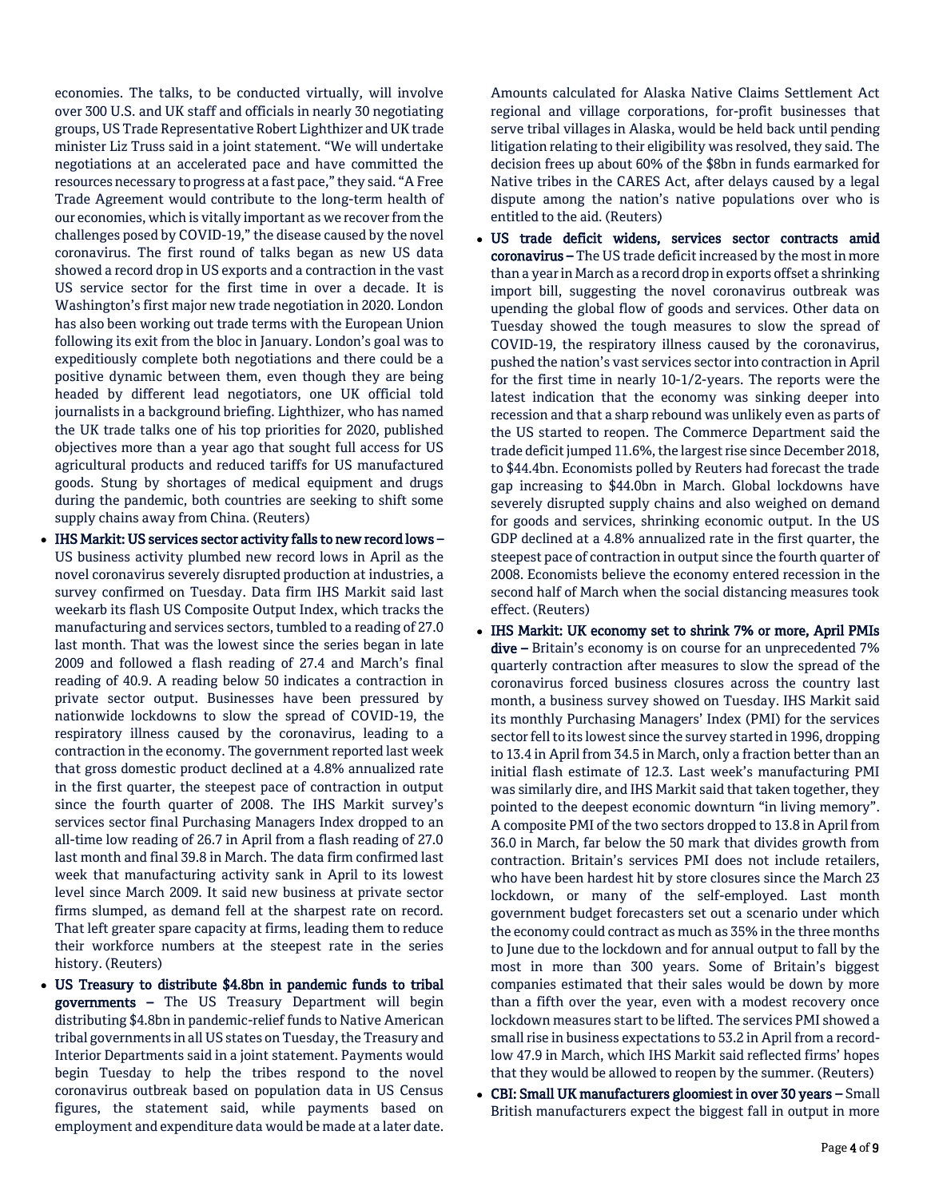economies. The talks, to be conducted virtually, will involve over 300 U.S. and UK staff and officials in nearly 30 negotiating groups, US Trade Representative Robert Lighthizer and UK trade minister Liz Truss said in a joint statement. "We will undertake negotiations at an accelerated pace and have committed the resources necessary to progress at a fast pace," they said. "A Free Trade Agreement would contribute to the long-term health of our economies, which is vitally important as we recover from the challenges posed by COVID-19," the disease caused by the novel coronavirus. The first round of talks began as new US data showed a record drop in US exports and a contraction in the vast US service sector for the first time in over a decade. It is Washington's first major new trade negotiation in 2020. London has also been working out trade terms with the European Union following its exit from the bloc in January. London's goal was to expeditiously complete both negotiations and there could be a positive dynamic between them, even though they are being headed by different lead negotiators, one UK official told journalists in a background briefing. Lighthizer, who has named the UK trade talks one of his top priorities for 2020, published objectives more than a year ago that sought full access for US agricultural products and reduced tariffs for US manufactured goods. Stung by shortages of medical equipment and drugs during the pandemic, both countries are seeking to shift some supply chains away from China. (Reuters)

- **IHS Markit: US services sector activity falls to new record lows –** US business activity plumbed new record lows in April as the novel coronavirus severely disrupted production at industries, a survey confirmed on Tuesday. Data firm IHS Markit said last weekarb its flash US Composite Output Index, which tracks the manufacturing and services sectors, tumbled to a reading of 27.0 last month. That was the lowest since the series began in late 2009 and followed a flash reading of 27.4 and March's final reading of 40.9. A reading below 50 indicates a contraction in private sector output. Businesses have been pressured by nationwide lockdowns to slow the spread of COVID-19, the respiratory illness caused by the coronavirus, leading to a contraction in the economy. The government reported last week that gross domestic product declined at a 4.8% annualized rate in the first quarter, the steepest pace of contraction in output since the fourth quarter of 2008. The IHS Markit survey's services sector final Purchasing Managers Index dropped to an all-time low reading of 26.7 in April from a flash reading of 27.0 last month and final 39.8 in March. The data firm confirmed last week that manufacturing activity sank in April to its lowest level since March 2009. It said new business at private sector firms slumped, as demand fell at the sharpest rate on record. That left greater spare capacity at firms, leading them to reduce their workforce numbers at the steepest rate in the series history. (Reuters)
- **US Treasury to distribute $4.8bn in pandemic funds to tribal governments –** The US Treasury Department will begin distributing $4.8bn in pandemic-relief funds to Native American tribal governments in all US states on Tuesday, the Treasury and Interior Departments said in a joint statement. Payments would begin Tuesday to help the tribes respond to the novel coronavirus outbreak based on population data in US Census figures, the statement said, while payments based on employment and expenditure data would be made at a later date. Amounts calculated for Alaska Native Claims Settlement Act regional and village corporations, for-profit businesses that serve tribal villages in Alaska, would be held back until pending litigation relating to their eligibility was resolved, they said. The decision frees up about 60% of the $8bn in funds earmarked for Native tribes in the CARES Act, after delays caused by a legal dispute among the nation's native populations over who is entitled to the aid. (Reuters)
- **US trade deficit widens, services sector contracts amid coronavirus –** The US trade deficit increased by the most in more than a year in March as a record drop in exports offset a shrinking import bill, suggesting the novel coronavirus outbreak was upending the global flow of goods and services. Other data on Tuesday showed the tough measures to slow the spread of COVID-19, the respiratory illness caused by the coronavirus, pushed the nation's vast services sector into contraction in April for the first time in nearly 10-1/2-years. The reports were the latest indication that the economy was sinking deeper into recession and that a sharp rebound was unlikely even as parts of the US started to reopen. The Commerce Department said the trade deficit jumped 11.6%, the largest rise since December 2018, to $44.4bn. Economists polled by Reuters had forecast the trade gap increasing to $44.0bn in March. Global lockdowns have severely disrupted supply chains and also weighed on demand for goods and services, shrinking economic output. In the US GDP declined at a 4.8% annualized rate in the first quarter, the steepest pace of contraction in output since the fourth quarter of 2008. Economists believe the economy entered recession in the second half of March when the social distancing measures took effect. (Reuters)
- **IHS Markit: UK economy set to shrink 7% or more, April PMIs dive –** Britain's economy is on course for an unprecedented 7% quarterly contraction after measures to slow the spread of the coronavirus forced business closures across the country last month, a business survey showed on Tuesday. IHS Markit said its monthly Purchasing Managers' Index (PMI) for the services sector fell to its lowest since the survey started in 1996, dropping to 13.4 in April from 34.5 in March, only a fraction better than an initial flash estimate of 12.3. Last week's manufacturing PMI was similarly dire, and IHS Markit said that taken together, they pointed to the deepest economic downturn "in living memory". A composite PMI of the two sectors dropped to 13.8 in April from 36.0 in March, far below the 50 mark that divides growth from contraction. Britain's services PMI does not include retailers, who have been hardest hit by store closures since the March 23 lockdown, or many of the self-employed. Last month government budget forecasters set out a scenario under which the economy could contract as much as 35% in the three months to June due to the lockdown and for annual output to fall by the most in more than 300 years. Some of Britain's biggest companies estimated that their sales would be down by more than a fifth over the year, even with a modest recovery once lockdown measures start to be lifted. The services PMI showed a small rise in business expectations to 53.2 in April from a record-low 47.9 in March, which IHS Markit said reflected firms' hopes that they would be allowed to reopen by the summer. (Reuters)
- **CBI: Small UK manufacturers gloomiest in over 30 years –** Small British manufacturers expect the biggest fall in output in more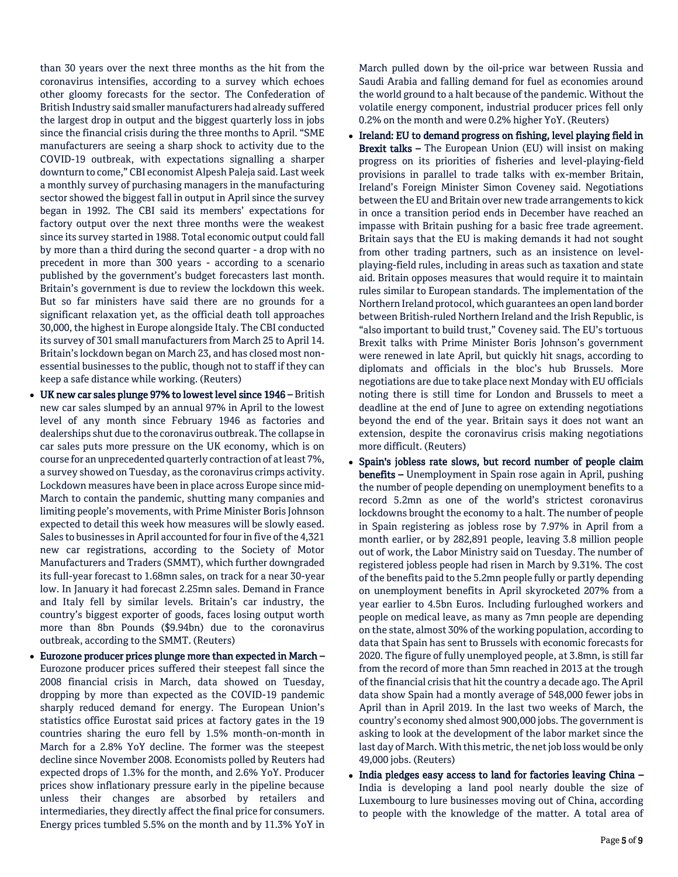than 30 years over the next three months as the hit from the coronavirus intensifies, according to a survey which echoes other gloomy forecasts for the sector. The Confederation of British Industry said smaller manufacturers had already suffered the largest drop in output and the biggest quarterly loss in jobs since the financial crisis during the three months to April. "SME manufacturers are seeing a sharp shock to activity due to the COVID-19 outbreak, with expectations signalling a sharper downturn to come," CBI economist Alpesh Paleja said. Last week a monthly survey of purchasing managers in the manufacturing sector showed the biggest fall in output in April since the survey began in 1992. The CBI said its members' expectations for factory output over the next three months were the weakest since its survey started in 1988. Total economic output could fall by more than a third during the second quarter - a drop with no precedent in more than 300 years - according to a scenario published by the government's budget forecasters last month. Britain's government is due to review the lockdown this week. But so far ministers have said there are no grounds for a significant relaxation yet, as the official death toll approaches 30,000, the highest in Europe alongside Italy. The CBI conducted its survey of 301 small manufacturers from March 25 to April 14. Britain's lockdown began on March 23, and has closed most non-essential businesses to the public, though not to staff if they can keep a safe distance while working. (Reuters)

- **UK new car sales plunge 97% to lowest level since 1946 –** British new car sales slumped by an annual 97% in April to the lowest level of any month since February 1946 as factories and dealerships shut due to the coronavirus outbreak. The collapse in car sales puts more pressure on the UK economy, which is on course for an unprecedented quarterly contraction of at least 7%, a survey showed on Tuesday, as the coronavirus crimps activity. Lockdown measures have been in place across Europe since mid-March to contain the pandemic, shutting many companies and limiting people's movements, with Prime Minister Boris Johnson expected to detail this week how measures will be slowly eased. Sales to businesses in April accounted for four in five of the 4,321 new car registrations, according to the Society of Motor Manufacturers and Traders (SMMT), which further downgraded its full-year forecast to 1.68mn sales, on track for a near 30-year low. In January it had forecast 2.25mn sales. Demand in France and Italy fell by similar levels. Britain's car industry, the country's biggest exporter of goods, faces losing output worth more than 8bn Pounds ($9.94bn) due to the coronavirus outbreak, according to the SMMT. (Reuters)
- **Eurozone producer prices plunge more than expected in March –** Eurozone producer prices suffered their steepest fall since the 2008 financial crisis in March, data showed on Tuesday, dropping by more than expected as the COVID-19 pandemic sharply reduced demand for energy. The European Union's statistics office Eurostat said prices at factory gates in the 19 countries sharing the euro fell by 1.5% month-on-month in March for a 2.8% YoY decline. The former was the steepest decline since November 2008. Economists polled by Reuters had expected drops of 1.3% for the month, and 2.6% YoY. Producer prices show inflationary pressure early in the pipeline because unless their changes are absorbed by retailers and intermediaries, they directly affect the final price for consumers. Energy prices tumbled 5.5% on the month and by 11.3% YoY in March pulled down by the oil-price war between Russia and Saudi Arabia and falling demand for fuel as economies around the world ground to a halt because of the pandemic. Without the volatile energy component, industrial producer prices fell only 0.2% on the month and were 0.2% higher YoY. (Reuters)
- **Ireland: EU to demand progress on fishing, level playing field in Brexit talks –** The European Union (EU) will insist on making progress on its priorities of fisheries and level-playing-field provisions in parallel to trade talks with ex-member Britain, Ireland's Foreign Minister Simon Coveney said. Negotiations between the EU and Britain over new trade arrangements to kick in once a transition period ends in December have reached an impasse with Britain pushing for a basic free trade agreement. Britain says that the EU is making demands it had not sought from other trading partners, such as an insistence on level-playing-field rules, including in areas such as taxation and state aid. Britain opposes measures that would require it to maintain rules similar to European standards. The implementation of the Northern Ireland protocol, which guarantees an open land border between British-ruled Northern Ireland and the Irish Republic, is "also important to build trust," Coveney said. The EU's tortuous Brexit talks with Prime Minister Boris Johnson's government were renewed in late April, but quickly hit snags, according to diplomats and officials in the bloc's hub Brussels. More negotiations are due to take place next Monday with EU officials noting there is still time for London and Brussels to meet a deadline at the end of June to agree on extending negotiations beyond the end of the year. Britain says it does not want an extension, despite the coronavirus crisis making negotiations more difficult. (Reuters)
- **Spain's jobless rate slows, but record number of people claim benefits –** Unemployment in Spain rose again in April, pushing the number of people depending on unemployment benefits to a record 5.2mn as one of the world's strictest coronavirus lockdowns brought the economy to a halt. The number of people in Spain registering as jobless rose by 7.97% in April from a month earlier, or by 282,891 people, leaving 3.8 million people out of work, the Labor Ministry said on Tuesday. The number of registered jobless people had risen in March by 9.31%. The cost of the benefits paid to the 5.2mn people fully or partly depending on unemployment benefits in April skyrocketed 207% from a year earlier to 4.5bn Euros. Including furloughed workers and people on medical leave, as many as 7mn people are depending on the state, almost 30% of the working population, according to data that Spain has sent to Brussels with economic forecasts for 2020. The figure of fully unemployed people, at 3.8mn, is still far from the record of more than 5mn reached in 2013 at the trough of the financial crisis that hit the country a decade ago. The April data show Spain had a montly average of 548,000 fewer jobs in April than in April 2019. In the last two weeks of March, the country's economy shed almost 900,000 jobs. The government is asking to look at the development of the labor market since the last day of March. With this metric, the net job loss would be only 49,000 jobs. (Reuters)
- **India pledges easy access to land for factories leaving China –** India is developing a land pool nearly double the size of Luxembourg to lure businesses moving out of China, according to people with the knowledge of the matter. A total area of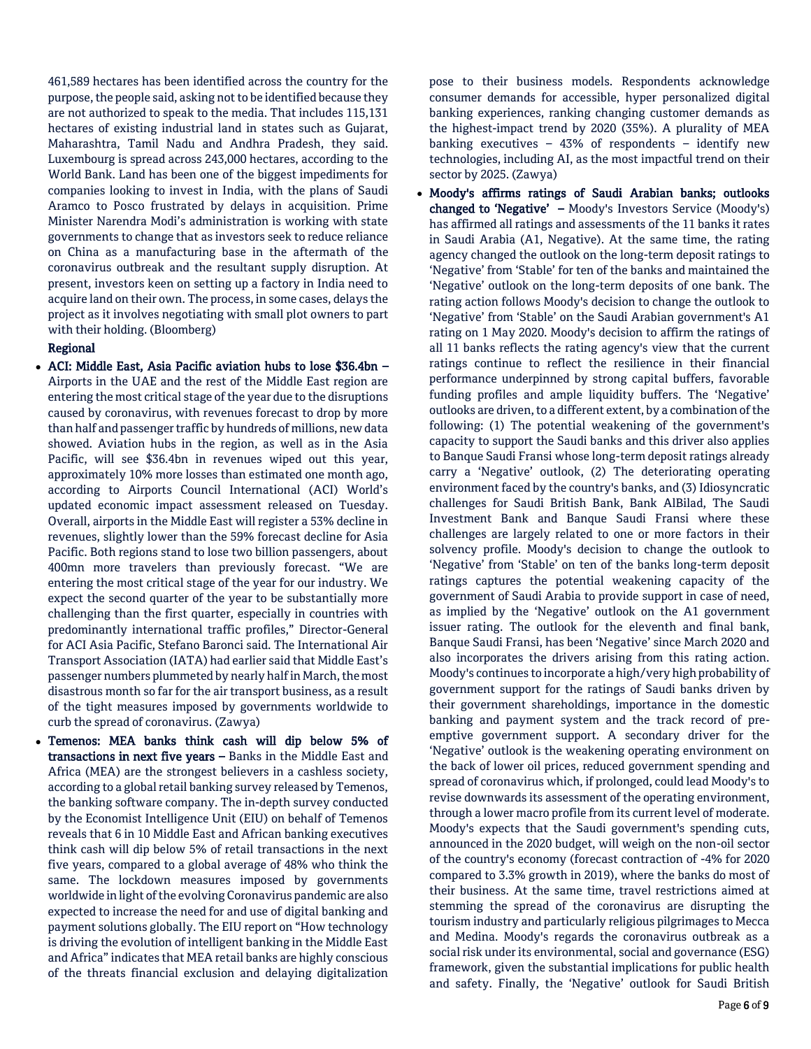461,589 hectares has been identified across the country for the purpose, the people said, asking not to be identified because they are not authorized to speak to the media. That includes 115,131 hectares of existing industrial land in states such as Gujarat, Maharashtra, Tamil Nadu and Andhra Pradesh, they said. Luxembourg is spread across 243,000 hectares, according to the World Bank. Land has been one of the biggest impediments for companies looking to invest in India, with the plans of Saudi Aramco to Posco frustrated by delays in acquisition. Prime Minister Narendra Modi's administration is working with state governments to change that as investors seek to reduce reliance on China as a manufacturing base in the aftermath of the coronavirus outbreak and the resultant supply disruption. At present, investors keen on setting up a factory in India need to acquire land on their own. The process, in some cases, delays the project as it involves negotiating with small plot owners to part with their holding. (Bloomberg)

**Regional**

- **ACI: Middle East, Asia Pacific aviation hubs to lose $36.4bn –** Airports in the UAE and the rest of the Middle East region are entering the most critical stage of the year due to the disruptions caused by coronavirus, with revenues forecast to drop by more than half and passenger traffic by hundreds of millions, new data showed. Aviation hubs in the region, as well as in the Asia Pacific, will see $36.4bn in revenues wiped out this year, approximately 10% more losses than estimated one month ago, according to Airports Council International (ACI) World's updated economic impact assessment released on Tuesday. Overall, airports in the Middle East will register a 53% decline in revenues, slightly lower than the 59% forecast decline for Asia Pacific. Both regions stand to lose two billion passengers, about 400mn more travelers than previously forecast. "We are entering the most critical stage of the year for our industry. We expect the second quarter of the year to be substantially more challenging than the first quarter, especially in countries with predominantly international traffic profiles," Director-General for ACI Asia Pacific, Stefano Baronci said. The International Air Transport Association (IATA) had earlier said that Middle East's passenger numbers plummeted by nearly half in March, the most disastrous month so far for the air transport business, as a result of the tight measures imposed by governments worldwide to curb the spread of coronavirus. (Zawya)
- **Temenos: MEA banks think cash will dip below 5% of transactions in next five years –** Banks in the Middle East and Africa (MEA) are the strongest believers in a cashless society, according to a global retail banking survey released by Temenos, the banking software company. The in-depth survey conducted by the Economist Intelligence Unit (EIU) on behalf of Temenos reveals that 6 in 10 Middle East and African banking executives think cash will dip below 5% of retail transactions in the next five years, compared to a global average of 48% who think the same. The lockdown measures imposed by governments worldwide in light of the evolving Coronavirus pandemic are also expected to increase the need for and use of digital banking and payment solutions globally. The EIU report on "How technology is driving the evolution of intelligent banking in the Middle East and Africa" indicates that MEA retail banks are highly conscious of the threats financial exclusion and delaying digitalization pose to their business models. Respondents acknowledge consumer demands for accessible, hyper personalized digital banking experiences, ranking changing customer demands as the highest-impact trend by 2020 (35%). A plurality of MEA banking executives – 43% of respondents – identify new technologies, including AI, as the most impactful trend on their sector by 2025. (Zawya)
- **Moody's affirms ratings of Saudi Arabian banks; outlooks changed to 'Negative' –** Moody's Investors Service (Moody's) has affirmed all ratings and assessments of the 11 banks it rates in Saudi Arabia (A1, Negative). At the same time, the rating agency changed the outlook on the long-term deposit ratings to 'Negative' from 'Stable' for ten of the banks and maintained the 'Negative' outlook on the long-term deposits of one bank. The rating action follows Moody's decision to change the outlook to 'Negative' from 'Stable' on the Saudi Arabian government's A1 rating on 1 May 2020. Moody's decision to affirm the ratings of all 11 banks reflects the rating agency's view that the current ratings continue to reflect the resilience in their financial performance underpinned by strong capital buffers, favorable funding profiles and ample liquidity buffers. The 'Negative' outlooks are driven, to a different extent, by a combination of the following: (1) The potential weakening of the government's capacity to support the Saudi banks and this driver also applies to Banque Saudi Fransi whose long-term deposit ratings already carry a 'Negative' outlook, (2) The deteriorating operating environment faced by the country's banks, and (3) Idiosyncratic challenges for Saudi British Bank, Bank AlBilad, The Saudi Investment Bank and Banque Saudi Fransi where these challenges are largely related to one or more factors in their solvency profile. Moody's decision to change the outlook to 'Negative' from 'Stable' on ten of the banks long-term deposit ratings captures the potential weakening capacity of the government of Saudi Arabia to provide support in case of need, as implied by the 'Negative' outlook on the A1 government issuer rating. The outlook for the eleventh and final bank, Banque Saudi Fransi, has been 'Negative' since March 2020 and also incorporates the drivers arising from this rating action. Moody's continues to incorporate a high/very high probability of government support for the ratings of Saudi banks driven by their government shareholdings, importance in the domestic banking and payment system and the track record of pre-emptive government support. A secondary driver for the 'Negative' outlook is the weakening operating environment on the back of lower oil prices, reduced government spending and spread of coronavirus which, if prolonged, could lead Moody's to revise downwards its assessment of the operating environment, through a lower macro profile from its current level of moderate. Moody's expects that the Saudi government's spending cuts, announced in the 2020 budget, will weigh on the non-oil sector of the country's economy (forecast contraction of -4% for 2020 compared to 3.3% growth in 2019), where the banks do most of their business. At the same time, travel restrictions aimed at stemming the spread of the coronavirus are disrupting the tourism industry and particularly religious pilgrimages to Mecca and Medina. Moody's regards the coronavirus outbreak as a social risk under its environmental, social and governance (ESG) framework, given the substantial implications for public health and safety. Finally, the 'Negative' outlook for Saudi British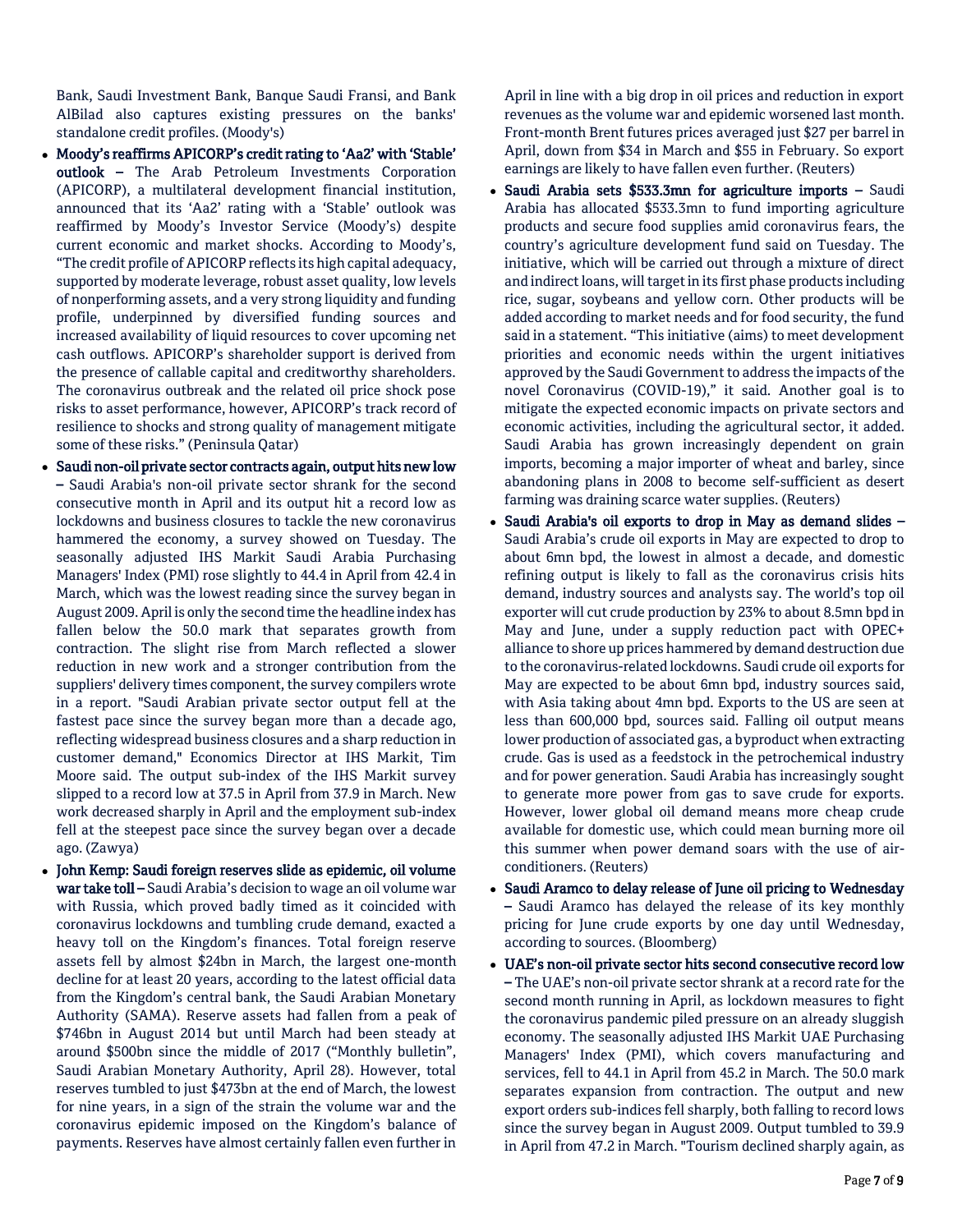Bank, Saudi Investment Bank, Banque Saudi Fransi, and Bank AlBilad also captures existing pressures on the banks' standalone credit profiles. (Moody's)

- **Moody's reaffirms APICORP's credit rating to 'Aa2' with 'Stable' outlook –** The Arab Petroleum Investments Corporation (APICORP), a multilateral development financial institution, announced that its 'Aa2' rating with a 'Stable' outlook was reaffirmed by Moody's Investor Service (Moody's) despite current economic and market shocks. According to Moody's, "The credit profile of APICORP reflects its high capital adequacy, supported by moderate leverage, robust asset quality, low levels of nonperforming assets, and a very strong liquidity and funding profile, underpinned by diversified funding sources and increased availability of liquid resources to cover upcoming net cash outflows. APICORP's shareholder support is derived from the presence of callable capital and creditworthy shareholders. The coronavirus outbreak and the related oil price shock pose risks to asset performance, however, APICORP's track record of resilience to shocks and strong quality of management mitigate some of these risks." (Peninsula Qatar)
- **Saudi non-oil private sector contracts again, output hits new low –** Saudi Arabia's non-oil private sector shrank for the second consecutive month in April and its output hit a record low as lockdowns and business closures to tackle the new coronavirus hammered the economy, a survey showed on Tuesday. The seasonally adjusted IHS Markit Saudi Arabia Purchasing Managers' Index (PMI) rose slightly to 44.4 in April from 42.4 in March, which was the lowest reading since the survey began in August 2009. April is only the second time the headline index has fallen below the 50.0 mark that separates growth from contraction. The slight rise from March reflected a slower reduction in new work and a stronger contribution from the suppliers' delivery times component, the survey compilers wrote in a report. "Saudi Arabian private sector output fell at the fastest pace since the survey began more than a decade ago, reflecting widespread business closures and a sharp reduction in customer demand," Economics Director at IHS Markit, Tim Moore said. The output sub-index of the IHS Markit survey slipped to a record low at 37.5 in April from 37.9 in March. New work decreased sharply in April and the employment sub-index fell at the steepest pace since the survey began over a decade ago. (Zawya)
- **John Kemp: Saudi foreign reserves slide as epidemic, oil volume war take toll –** Saudi Arabia's decision to wage an oil volume war with Russia, which proved badly timed as it coincided with coronavirus lockdowns and tumbling crude demand, exacted a heavy toll on the Kingdom's finances. Total foreign reserve assets fell by almost $24bn in March, the largest one-month decline for at least 20 years, according to the latest official data from the Kingdom's central bank, the Saudi Arabian Monetary Authority (SAMA). Reserve assets had fallen from a peak of $746bn in August 2014 but until March had been steady at around $500bn since the middle of 2017 ("Monthly bulletin", Saudi Arabian Monetary Authority, April 28). However, total reserves tumbled to just $473bn at the end of March, the lowest for nine years, in a sign of the strain the volume war and the coronavirus epidemic imposed on the Kingdom's balance of payments. Reserves have almost certainly fallen even further in April in line with a big drop in oil prices and reduction in export revenues as the volume war and epidemic worsened last month. Front-month Brent futures prices averaged just $27 per barrel in April, down from $34 in March and $55 in February. So export earnings are likely to have fallen even further. (Reuters)
- **Saudi Arabia sets $533.3mn for agriculture imports –** Saudi Arabia has allocated $533.3mn to fund importing agriculture products and secure food supplies amid coronavirus fears, the country's agriculture development fund said on Tuesday. The initiative, which will be carried out through a mixture of direct and indirect loans, will target in its first phase products including rice, sugar, soybeans and yellow corn. Other products will be added according to market needs and for food security, the fund said in a statement. "This initiative (aims) to meet development priorities and economic needs within the urgent initiatives approved by the Saudi Government to address the impacts of the novel Coronavirus (COVID-19)," it said. Another goal is to mitigate the expected economic impacts on private sectors and economic activities, including the agricultural sector, it added. Saudi Arabia has grown increasingly dependent on grain imports, becoming a major importer of wheat and barley, since abandoning plans in 2008 to become self-sufficient as desert farming was draining scarce water supplies. (Reuters)
- **Saudi Arabia's oil exports to drop in May as demand slides –** Saudi Arabia's crude oil exports in May are expected to drop to about 6mn bpd, the lowest in almost a decade, and domestic refining output is likely to fall as the coronavirus crisis hits demand, industry sources and analysts say. The world's top oil exporter will cut crude production by 23% to about 8.5mn bpd in May and June, under a supply reduction pact with OPEC+ alliance to shore up prices hammered by demand destruction due to the coronavirus-related lockdowns. Saudi crude oil exports for May are expected to be about 6mn bpd, industry sources said, with Asia taking about 4mn bpd. Exports to the US are seen at less than 600,000 bpd, sources said. Falling oil output means lower production of associated gas, a byproduct when extracting crude. Gas is used as a feedstock in the petrochemical industry and for power generation. Saudi Arabia has increasingly sought to generate more power from gas to save crude for exports. However, lower global oil demand means more cheap crude available for domestic use, which could mean burning more oil this summer when power demand soars with the use of air-conditioners. (Reuters)
- **Saudi Aramco to delay release of June oil pricing to Wednesday –** Saudi Aramco has delayed the release of its key monthly pricing for June crude exports by one day until Wednesday, according to sources. (Bloomberg)
- **UAE's non-oil private sector hits second consecutive record low –** The UAE's non-oil private sector shrank at a record rate for the second month running in April, as lockdown measures to fight the coronavirus pandemic piled pressure on an already sluggish economy. The seasonally adjusted IHS Markit UAE Purchasing Managers' Index (PMI), which covers manufacturing and services, fell to 44.1 in April from 45.2 in March. The 50.0 mark separates expansion from contraction. The output and new export orders sub-indices fell sharply, both falling to record lows since the survey began in August 2009. Output tumbled to 39.9 in April from 47.2 in March. "Tourism declined sharply again, as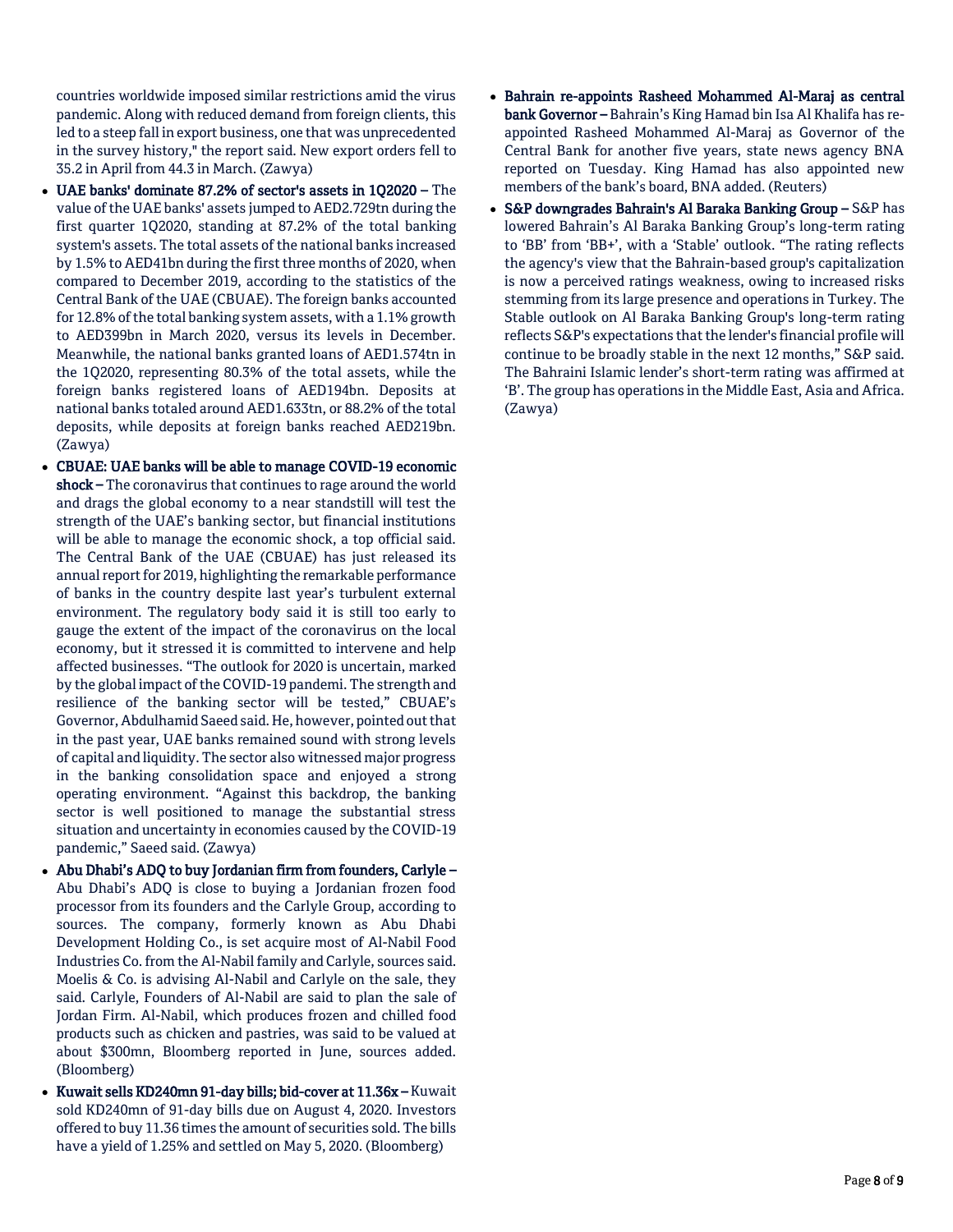countries worldwide imposed similar restrictions amid the virus pandemic. Along with reduced demand from foreign clients, this led to a steep fall in export business, one that was unprecedented in the survey history," the report said. New export orders fell to 35.2 in April from 44.3 in March. (Zawya)

- **UAE banks' dominate 87.2% of sector's assets in 1Q2020 –** The value of the UAE banks' assets jumped to AED2.729tn during the first quarter 1Q2020, standing at 87.2% of the total banking system's assets. The total assets of the national banks increased by 1.5% to AED41bn during the first three months of 2020, when compared to December 2019, according to the statistics of the Central Bank of the UAE (CBUAE). The foreign banks accounted for 12.8% of the total banking system assets, with a 1.1% growth to AED399bn in March 2020, versus its levels in December. Meanwhile, the national banks granted loans of AED1.574tn in the 1Q2020, representing 80.3% of the total assets, while the foreign banks registered loans of AED194bn. Deposits at national banks totaled around AED1.633tn, or 88.2% of the total deposits, while deposits at foreign banks reached AED219bn. (Zawya)
- **CBUAE: UAE banks will be able to manage COVID-19 economic shock –** The coronavirus that continues to rage around the world and drags the global economy to a near standstill will test the strength of the UAE's banking sector, but financial institutions will be able to manage the economic shock, a top official said. The Central Bank of the UAE (CBUAE) has just released its annual report for 2019, highlighting the remarkable performance of banks in the country despite last year's turbulent external environment. The regulatory body said it is still too early to gauge the extent of the impact of the coronavirus on the local economy, but it stressed it is committed to intervene and help affected businesses. "The outlook for 2020 is uncertain, marked by the global impact of the COVID-19 pandemi. The strength and resilience of the banking sector will be tested," CBUAE's Governor, Abdulhamid Saeed said. He, however, pointed out that in the past year, UAE banks remained sound with strong levels of capital and liquidity. The sector also witnessed major progress in the banking consolidation space and enjoyed a strong operating environment. "Against this backdrop, the banking sector is well positioned to manage the substantial stress situation and uncertainty in economies caused by the COVID-19 pandemic," Saeed said. (Zawya)
- **Abu Dhabi's ADQ to buy Jordanian firm from founders, Carlyle –** Abu Dhabi's ADQ is close to buying a Jordanian frozen food processor from its founders and the Carlyle Group, according to sources. The company, formerly known as Abu Dhabi Development Holding Co., is set acquire most of Al-Nabil Food Industries Co. from the Al-Nabil family and Carlyle, sources said. Moelis & Co. is advising Al-Nabil and Carlyle on the sale, they said. Carlyle, Founders of Al-Nabil are said to plan the sale of Jordan Firm. Al-Nabil, which produces frozen and chilled food products such as chicken and pastries, was said to be valued at about $300mn, Bloomberg reported in June, sources added. (Bloomberg)
- **Kuwait sells KD240mn 91-day bills; bid-cover at 11.36x –** Kuwait sold KD240mn of 91-day bills due on August 4, 2020. Investors offered to buy 11.36 times the amount of securities sold. The bills have a yield of 1.25% and settled on May 5, 2020. (Bloomberg)
- **Bahrain re-appoints Rasheed Mohammed Al-Maraj as central bank Governor –** Bahrain's King Hamad bin Isa Al Khalifa has re-appointed Rasheed Mohammed Al-Maraj as Governor of the Central Bank for another five years, state news agency BNA reported on Tuesday. King Hamad has also appointed new members of the bank's board, BNA added. (Reuters)
- **S&P downgrades Bahrain's Al Baraka Banking Group –** S&P has lowered Bahrain's Al Baraka Banking Group's long-term rating to 'BB' from 'BB+', with a 'Stable' outlook. "The rating reflects the agency's view that the Bahrain-based group's capitalization is now a perceived ratings weakness, owing to increased risks stemming from its large presence and operations in Turkey. The Stable outlook on Al Baraka Banking Group's long-term rating reflects S&P's expectations that the lender's financial profile will continue to be broadly stable in the next 12 months," S&P said. The Bahraini Islamic lender's short-term rating was affirmed at 'B'. The group has operations in the Middle East, Asia and Africa. (Zawya)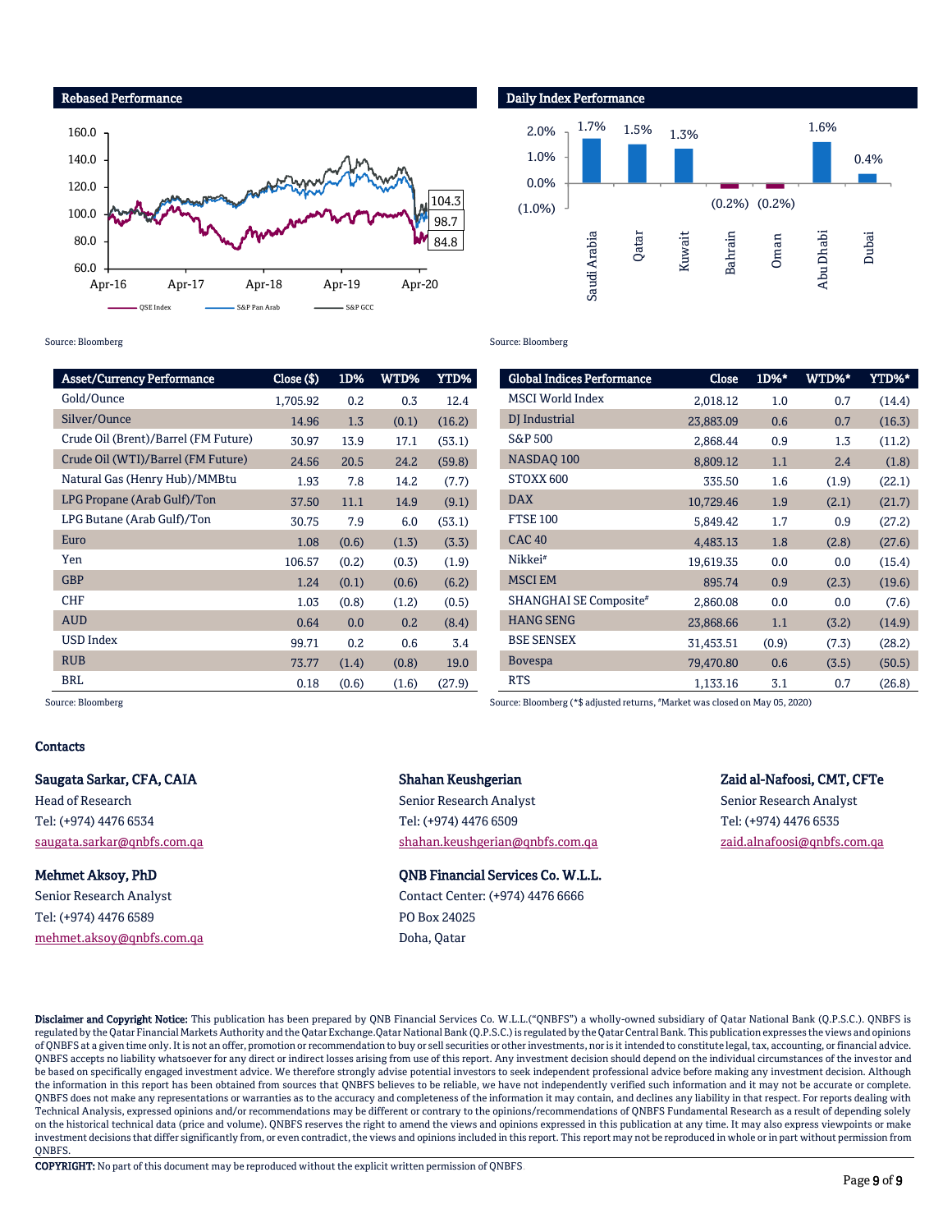### Rebased Performance

160.0
140.0
120.0
100.0
80.0
60.0

Apr-16 Apr-17 Apr-18 Apr-19 Apr-20

104.3
98.7
84.8

QSE Index S&P Pan Arab S&P GCC

Source: Bloomberg

### Daily Index Performance

2.0%
1.0%
0.0%
(1.0%)

1.7% 1.5% 1.3% (0.2%) (0.2%) 1.6% 0.4%

Saudi Arabia Qatar Kuwait Bahrain Oman Abu Dhabi Dubai

Source: Bloomberg

| Asset/Currency Performance | Close ($) | 1D% | WTD% | YTD% |
|---|---|---|---|---|
| Gold/Ounce | 1,705.92 | 0.2 | 0.3 | 12.4 |
| Silver/Ounce | 14.96 | 1.3 | (0.1) | (16.2) |
| Crude Oil (Brent)/Barrel (FM Future) | 30.97 | 13.9 | 17.1 | (53.1) |
| Crude Oil (WTI)/Barrel (FM Future) | 24.56 | 20.5 | 24.2 | (59.8) |
| Natural Gas (Henry Hub)/MMBtu | 1.93 | 7.8 | 14.2 | (7.7) |
| LPG Propane (Arab Gulf)/Ton | 37.50 | 11.1 | 14.9 | (9.1) |
| LPG Butane (Arab Gulf)/Ton | 30.75 | 7.9 | 6.0 | (53.1) |
| Euro | 1.08 | (0.6) | (1.3) | (3.3) |
| Yen | 106.57 | (0.2) | (0.3) | (1.9) |
| GBP | 1.24 | (0.1) | (0.6) | (6.2) |
| CHF | 1.03 | (0.8) | (1.2) | (0.5) |
| AUD | 0.64 | 0.0 | 0.2 | (8.4) |
| USD Index | 99.71 | 0.2 | 0.6 | 3.4 |
| RUB | 73.77 | (1.4) | (0.8) | 19.0 |
| BRL | 0.18 | (0.6) | (1.6) | (27.9) |

Source: Bloomberg

| Global Indices Performance | Close | 1D%* | WTD%* | YTD%* |
|---|---|---|---|---|
| MSCI World Index | 2,018.12 | 1.0 | 0.7 | (14.4) |
| DJ Industrial | 23,883.09 | 0.6 | 0.7 | (16.3) |
| S&P 500 | 2,868.44 | 0.9 | 1.3 | (11.2) |
| NASDAQ 100 | 8,809.12 | 1.1 | 2.4 | (1.8) |
| STOXX 600 | 335.50 | 1.6 | (1.9) | (22.1) |
| DAX | 10,729.46 | 1.9 | (2.1) | (21.7) |
| FTSE 100 | 5,849.42 | 1.7 | 0.9 | (27.2) |
| CAC 40 | 4,483.13 | 1.8 | (2.8) | (27.6) |
| Nikkei# | 19,619.35 | 0.0 | 0.0 | (15.4) |
| MSCI EM | 895.74 | 0.9 | (2.3) | (19.6) |
| SHANGHAI SE Composite# | 2,860.08 | 0.0 | 0.0 | (7.6) |
| HANG SENG | 23,868.66 | 1.1 | (3.2) | (14.9) |
| BSE SENSEX | 31,453.51 | (0.9) | (7.3) | (28.2) |
| Bovespa | 79,470.80 | 0.6 | (3.5) | (50.5) |
| RTS | 1,133.16 | 3.1 | 0.7 | (26.8) |

Source: Bloomberg (*$ adjusted returns, #Market was closed on May 05, 2020)

## Contacts

**Saugata Sarkar, CFA, CAIA**
Head of Research
Tel: (+974) 4476 6534
saugata.sarkar@qnbfs.com.qa

**Shahan Keushgerian**
Senior Research Analyst
Tel: (+974) 4476 6509
shahan.keushgerian@qnbfs.com.qa

**Zaid al-Nafoosi, CMT, CFTe**
Senior Research Analyst
Tel: (+974) 4476 6535
zaid.alnafoosi@qnbfs.com.qa

**Mehmet Aksoy, PhD**
Senior Research Analyst
Tel: (+974) 4476 6589
mehmet.aksoy@qnbfs.com.qa

**QNB Financial Services Co. W.L.L.**
Contact Center: (+974) 4476 6666
PO Box 24025
Doha, Qatar

**Disclaimer and Copyright Notice:** This publication has been prepared by QNB Financial Services Co. W.L.L.("QNBFS") a wholly-owned subsidiary of Qatar National Bank (Q.P.S.C.). QNBFS is regulated by the Qatar Financial Markets Authority and the Qatar Exchange.Qatar National Bank (Q.P.S.C.) is regulated by the Qatar Central Bank. This publication expresses the views and opinions of QNBFS at a given time only. It is not an offer, promotion or recommendation to buy or sell securities or other investments, nor is it intended to constitute legal, tax, accounting, or financial advice. QNBFS accepts no liability whatsoever for any direct or indirect losses arising from use of this report. Any investment decision should depend on the individual circumstances of the investor and be based on specifically engaged investment advice. We therefore strongly advise potential investors to seek independent professional advice before making any investment decision. Although the information in this report has been obtained from sources that QNBFS believes to be reliable, we have not independently verified such information and it may not be accurate or complete. QNBFS does not make any representations or warranties as to the accuracy and completeness of the information it may contain, and declines any liability in that respect. For reports dealing with Technical Analysis, expressed opinions and/or recommendations may be different or contrary to the opinions/recommendations of QNBFS Fundamental Research as a result of depending solely on the historical technical data (price and volume). QNBFS reserves the right to amend the views and opinions expressed in this publication at any time. It may also express viewpoints or make investment decisions that differ significantly from, or even contradict, the views and opinions included in this report. This report may not be reproduced in whole or in part without permission from QNBFS.

**COPYRIGHT:** No part of this document may be reproduced without the explicit written permission of QNBFS